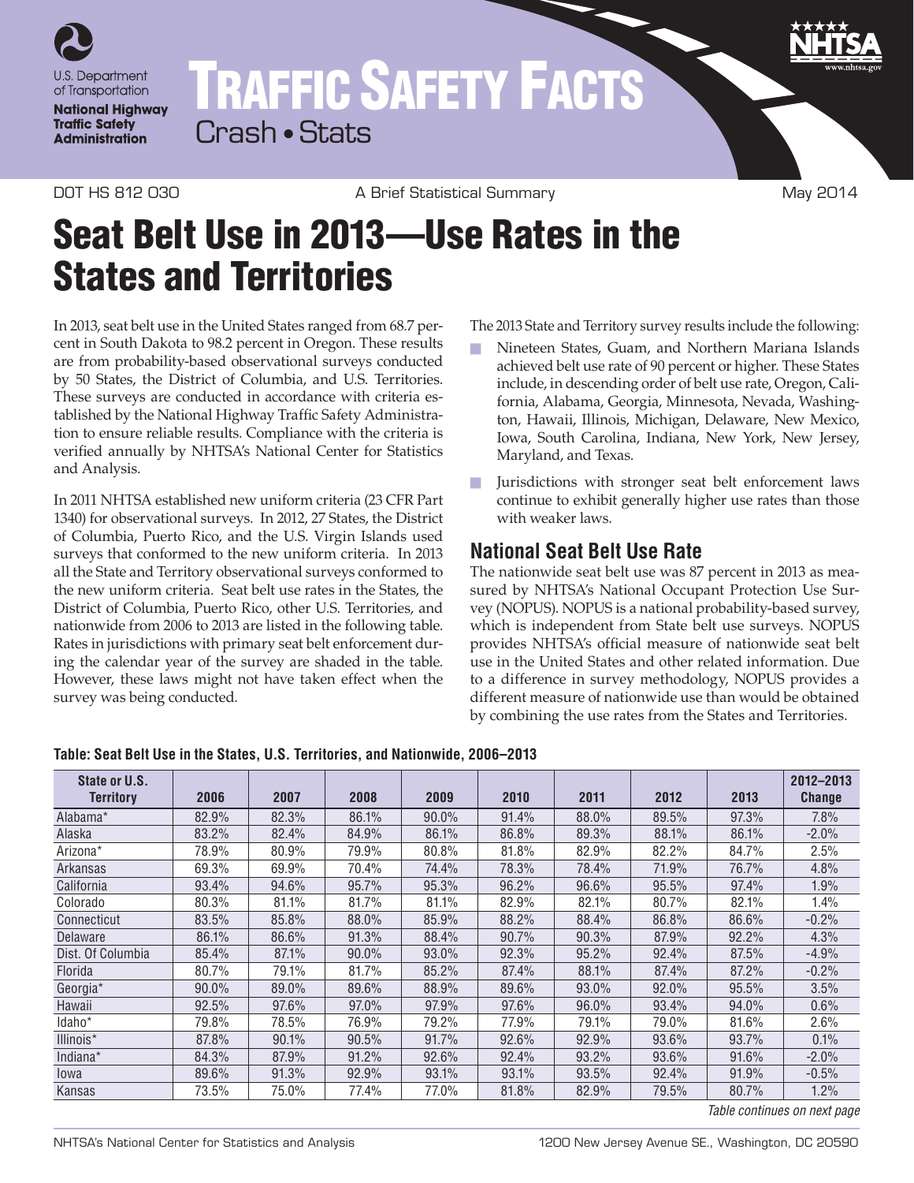# TRAFFIC SAFETY FACTS

Crash • Stats

DOT HS 812 030 | A Brief Statistical Summary | May 2014

# Seat Belt Use in 2013—Use Rates in the States and Territories

In 2013, seat belt use in the United States ranged from 68.7 percent in South Dakota to 98.2 percent in Oregon. These results are from probability-based observational surveys conducted by 50 States, the District of Columbia, and U.S. Territories. These surveys are conducted in accordance with criteria established by the National Highway Traffic Safety Administration to ensure reliable results. Compliance with the criteria is verified annually by NHTSA's National Center for Statistics and Analysis.

In 2011 NHTSA established new uniform criteria (23 CFR Part 1340) for observational surveys. In 2012, 27 States, the District of Columbia, Puerto Rico, and the U.S. Virgin Islands used surveys that conformed to the new uniform criteria. In 2013 all the State and Territory observational surveys conformed to the new uniform criteria. Seat belt use rates in the States, the District of Columbia, Puerto Rico, other U.S. Territories, and nationwide from 2006 to 2013 are listed in the following table. Rates in jurisdictions with primary seat belt enforcement during the calendar year of the survey are shaded in the table. However, these laws might not have taken effect when the survey was being conducted.

The 2013 State and Territory survey results include the following:

- Nineteen States, Guam, and Northern Mariana Islands achieved belt use rate of 90 percent or higher. These States include, in descending order of belt use rate, Oregon, California, Alabama, Georgia, Minnesota, Nevada, Washington, Hawaii, Illinois, Michigan, Delaware, New Mexico, Iowa, South Carolina, Indiana, New York, New Jersey, Maryland, and Texas.
- Jurisdictions with stronger seat belt enforcement laws continue to exhibit generally higher use rates than those with weaker laws.

## National Seat Belt Use Rate

The nationwide seat belt use was 87 percent in 2013 as measured by NHTSA's National Occupant Protection Use Survey (NOPUS). NOPUS is a national probability-based survey, which is independent from State belt use surveys. NOPUS provides NHTSA's official measure of nationwide seat belt use in the United States and other related information. Due to a difference in survey methodology, NOPUS provides a different measure of nationwide use than would be obtained by combining the use rates from the States and Territories.

**Table: Seat Belt Use in the States, U.S. Territories, and Nationwide, 2006–2013**

| State or U.S. Territory | 2006 | 2007 | 2008 | 2009 | 2010 | 2011 | 2012 | 2013 | 2012–2013 Change |
|---|---|---|---|---|---|---|---|---|---|
| Alabama* | 82.9% | 82.3% | 86.1% | 90.0% | 91.4% | 88.0% | 89.5% | 97.3% | 7.8% |
| Alaska | 83.2% | 82.4% | 84.9% | 86.1% | 86.8% | 89.3% | 88.1% | 86.1% | -2.0% |
| Arizona* | 78.9% | 80.9% | 79.9% | 80.8% | 81.8% | 82.9% | 82.2% | 84.7% | 2.5% |
| Arkansas | 69.3% | 69.9% | 70.4% | 74.4% | 78.3% | 78.4% | 71.9% | 76.7% | 4.8% |
| California | 93.4% | 94.6% | 95.7% | 95.3% | 96.2% | 96.6% | 95.5% | 97.4% | 1.9% |
| Colorado | 80.3% | 81.1% | 81.7% | 81.1% | 82.9% | 82.1% | 80.7% | 82.1% | 1.4% |
| Connecticut | 83.5% | 85.8% | 88.0% | 85.9% | 88.2% | 88.4% | 86.8% | 86.6% | -0.2% |
| Delaware | 86.1% | 86.6% | 91.3% | 88.4% | 90.7% | 90.3% | 87.9% | 92.2% | 4.3% |
| Dist. Of Columbia | 85.4% | 87.1% | 90.0% | 93.0% | 92.3% | 95.2% | 92.4% | 87.5% | -4.9% |
| Florida | 80.7% | 79.1% | 81.7% | 85.2% | 87.4% | 88.1% | 87.4% | 87.2% | -0.2% |
| Georgia* | 90.0% | 89.0% | 89.6% | 88.9% | 89.6% | 93.0% | 92.0% | 95.5% | 3.5% |
| Hawaii | 92.5% | 97.6% | 97.0% | 97.9% | 97.6% | 96.0% | 93.4% | 94.0% | 0.6% |
| Idaho* | 79.8% | 78.5% | 76.9% | 79.2% | 77.9% | 79.1% | 79.0% | 81.6% | 2.6% |
| Illinois* | 87.8% | 90.1% | 90.5% | 91.7% | 92.6% | 92.9% | 93.6% | 93.7% | 0.1% |
| Indiana* | 84.3% | 87.9% | 91.2% | 92.6% | 92.4% | 93.2% | 93.6% | 91.6% | -2.0% |
| Iowa | 89.6% | 91.3% | 92.9% | 93.1% | 93.1% | 93.5% | 92.4% | 91.9% | -0.5% |
| Kansas | 73.5% | 75.0% | 77.4% | 77.0% | 81.8% | 82.9% | 79.5% | 80.7% | 1.2% |

*Table continues on next page*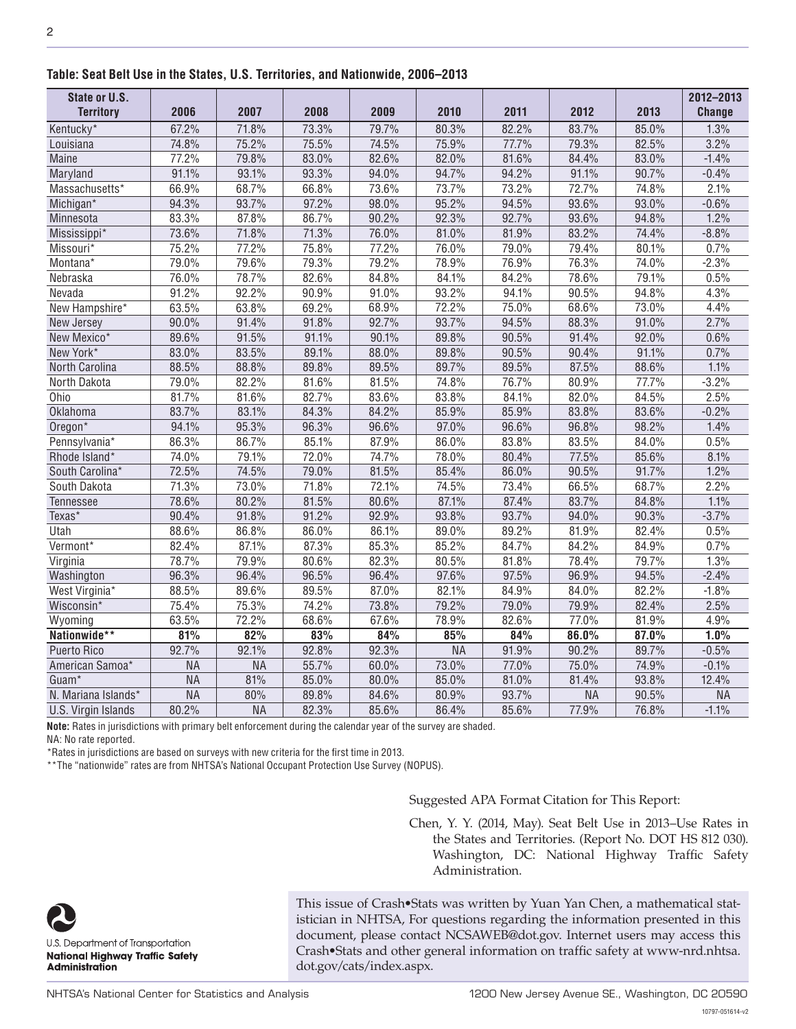**Table: Seat Belt Use in the States, U.S. Territories, and Nationwide, 2006–2013**

| State or U.S. Territory | 2006 | 2007 | 2008 | 2009 | 2010 | 2011 | 2012 | 2013 | 2012–2013 Change |
|---|---|---|---|---|---|---|---|---|---|
| Kentucky* | 67.2% | 71.8% | 73.3% | 79.7% | 80.3% | 82.2% | 83.7% | 85.0% | 1.3% |
| Louisiana | 74.8% | 75.2% | 75.5% | 74.5% | 75.9% | 77.7% | 79.3% | 82.5% | 3.2% |
| Maine | 77.2% | 79.8% | 83.0% | 82.6% | 82.0% | 81.6% | 84.4% | 83.0% | -1.4% |
| Maryland | 91.1% | 93.1% | 93.3% | 94.0% | 94.7% | 94.2% | 91.1% | 90.7% | -0.4% |
| Massachusetts* | 66.9% | 68.7% | 66.8% | 73.6% | 73.7% | 73.2% | 72.7% | 74.8% | 2.1% |
| Michigan* | 94.3% | 93.7% | 97.2% | 98.0% | 95.2% | 94.5% | 93.6% | 93.0% | -0.6% |
| Minnesota | 83.3% | 87.8% | 86.7% | 90.2% | 92.3% | 92.7% | 93.6% | 94.8% | 1.2% |
| Mississippi* | 73.6% | 71.8% | 71.3% | 76.0% | 81.0% | 81.9% | 83.2% | 74.4% | -8.8% |
| Missouri* | 75.2% | 77.2% | 75.8% | 77.2% | 76.0% | 79.0% | 79.4% | 80.1% | 0.7% |
| Montana* | 79.0% | 79.6% | 79.3% | 79.2% | 78.9% | 76.9% | 76.3% | 74.0% | -2.3% |
| Nebraska | 76.0% | 78.7% | 82.6% | 84.8% | 84.1% | 84.2% | 78.6% | 79.1% | 0.5% |
| Nevada | 91.2% | 92.2% | 90.9% | 91.0% | 93.2% | 94.1% | 90.5% | 94.8% | 4.3% |
| New Hampshire* | 63.5% | 63.8% | 69.2% | 68.9% | 72.2% | 75.0% | 68.6% | 73.0% | 4.4% |
| New Jersey | 90.0% | 91.4% | 91.8% | 92.7% | 93.7% | 94.5% | 88.3% | 91.0% | 2.7% |
| New Mexico* | 89.6% | 91.5% | 91.1% | 90.1% | 89.8% | 90.5% | 91.4% | 92.0% | 0.6% |
| New York* | 83.0% | 83.5% | 89.1% | 88.0% | 89.8% | 90.5% | 90.4% | 91.1% | 0.7% |
| North Carolina | 88.5% | 88.8% | 89.8% | 89.5% | 89.7% | 89.5% | 87.5% | 88.6% | 1.1% |
| North Dakota | 79.0% | 82.2% | 81.6% | 81.5% | 74.8% | 76.7% | 80.9% | 77.7% | -3.2% |
| Ohio | 81.7% | 81.6% | 82.7% | 83.6% | 83.8% | 84.1% | 82.0% | 84.5% | 2.5% |
| Oklahoma | 83.7% | 83.1% | 84.3% | 84.2% | 85.9% | 85.9% | 83.8% | 83.6% | -0.2% |
| Oregon* | 94.1% | 95.3% | 96.3% | 96.6% | 97.0% | 96.6% | 96.8% | 98.2% | 1.4% |
| Pennsylvania* | 86.3% | 86.7% | 85.1% | 87.9% | 86.0% | 83.8% | 83.5% | 84.0% | 0.5% |
| Rhode Island* | 74.0% | 79.1% | 72.0% | 74.7% | 78.0% | 80.4% | 77.5% | 85.6% | 8.1% |
| South Carolina* | 72.5% | 74.5% | 79.0% | 81.5% | 85.4% | 86.0% | 90.5% | 91.7% | 1.2% |
| South Dakota | 71.3% | 73.0% | 71.8% | 72.1% | 74.5% | 73.4% | 66.5% | 68.7% | 2.2% |
| Tennessee | 78.6% | 80.2% | 81.5% | 80.6% | 87.1% | 87.4% | 83.7% | 84.8% | 1.1% |
| Texas* | 90.4% | 91.8% | 91.2% | 92.9% | 93.8% | 93.7% | 94.0% | 90.3% | -3.7% |
| Utah | 88.6% | 86.8% | 86.0% | 86.1% | 89.0% | 89.2% | 81.9% | 82.4% | 0.5% |
| Vermont* | 82.4% | 87.1% | 87.3% | 85.3% | 85.2% | 84.7% | 84.2% | 84.9% | 0.7% |
| Virginia | 78.7% | 79.9% | 80.6% | 82.3% | 80.5% | 81.8% | 78.4% | 79.7% | 1.3% |
| Washington | 96.3% | 96.4% | 96.5% | 96.4% | 97.6% | 97.5% | 96.9% | 94.5% | -2.4% |
| West Virginia* | 88.5% | 89.6% | 89.5% | 87.0% | 82.1% | 84.9% | 84.0% | 82.2% | -1.8% |
| Wisconsin* | 75.4% | 75.3% | 74.2% | 73.8% | 79.2% | 79.0% | 79.9% | 82.4% | 2.5% |
| Wyoming | 63.5% | 72.2% | 68.6% | 67.6% | 78.9% | 82.6% | 77.0% | 81.9% | 4.9% |
| **Nationwide**** | **81%** | **82%** | **83%** | **84%** | **85%** | **84%** | **86.0%** | **87.0%** | **1.0%** |
| Puerto Rico | 92.7% | 92.1% | 92.8% | 92.3% | NA | 91.9% | 90.2% | 89.7% | -0.5% |
| American Samoa* | NA | NA | 55.7% | 60.0% | 73.0% | 77.0% | 75.0% | 74.9% | -0.1% |
| Guam* | NA | 81% | 85.0% | 80.0% | 85.0% | 81.0% | 81.4% | 93.8% | 12.4% |
| N. Mariana Islands* | NA | 80% | 89.8% | 84.6% | 80.9% | 93.7% | NA | 90.5% | NA |
| U.S. Virgin Islands | 80.2% | NA | 82.3% | 85.6% | 86.4% | 85.6% | 77.9% | 76.8% | -1.1% |

**Note:** Rates in jurisdictions with primary belt enforcement during the calendar year of the survey are shaded.

NA: No rate reported.

*Rates in jurisdictions are based on surveys with new criteria for the first time in 2013.

**The "nationwide" rates are from NHTSA's National Occupant Protection Use Survey (NOPUS).

Suggested APA Format Citation for This Report:

Chen, Y. Y. (2014, May). Seat Belt Use in 2013–Use Rates in the States and Territories. (Report No. DOT HS 812 030). Washington, DC: National Highway Traffic Safety Administration.

U.S. Department of Transportation
**National Highway Traffic Safety Administration**

This issue of Crash•Stats was written by Yuan Yan Chen, a mathematical statistician in NHTSA, For questions regarding the information presented in this document, please contact NCSAWEB@dot.gov. Internet users may access this Crash•Stats and other general information on traffic safety at www-nrd.nhtsa.dot.gov/cats/index.aspx.

NHTSA's National Center for Statistics and Analysis — 1200 New Jersey Avenue SE., Washington, DC 20590

10797-051614-v2